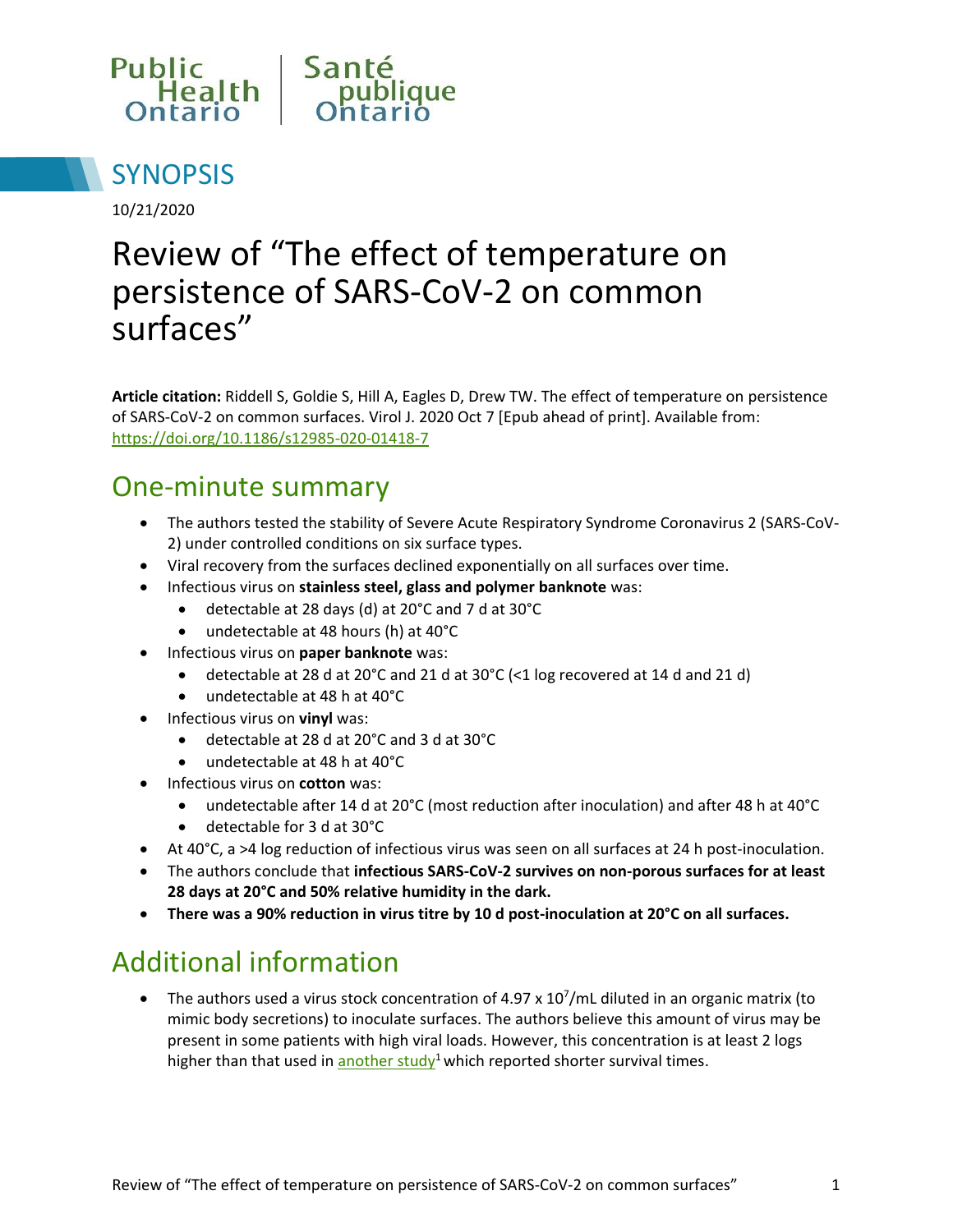Public Health Ontario | Santé publique Ontario

## SYNOPSIS

10/21/2020

# Review of "The effect of temperature on persistence of SARS-CoV-2 on common surfaces"

**Article citation:** Riddell S, Goldie S, Hill A, Eagles D, Drew TW. The effect of temperature on persistence of SARS-CoV-2 on common surfaces. Virol J. 2020 Oct 7 [Epub ahead of print]. Available from: https://doi.org/10.1186/s12985-020-01418-7

## One-minute summary

- The authors tested the stability of Severe Acute Respiratory Syndrome Coronavirus 2 (SARS-CoV-2) under controlled conditions on six surface types.
- Viral recovery from the surfaces declined exponentially on all surfaces over time.
- Infectious virus on **stainless steel, glass and polymer banknote** was:
  - detectable at 28 days (d) at 20°C and 7 d at 30°C
  - undetectable at 48 hours (h) at 40°C
- Infectious virus on **paper banknote** was:
  - detectable at 28 d at 20°C and 21 d at 30°C (<1 log recovered at 14 d and 21 d)
  - undetectable at 48 h at 40°C
- Infectious virus on **vinyl** was:
  - detectable at 28 d at 20°C and 3 d at 30°C
  - undetectable at 48 h at 40°C
- Infectious virus on **cotton** was:
  - undetectable after 14 d at 20°C (most reduction after inoculation) and after 48 h at 40°C
  - detectable for 3 d at 30°C
- At 40°C, a >4 log reduction of infectious virus was seen on all surfaces at 24 h post-inoculation.
- The authors conclude that **infectious SARS-CoV-2 survives on non-porous surfaces for at least 28 days at 20°C and 50% relative humidity in the dark.**
- **There was a 90% reduction in virus titre by 10 d post-inoculation at 20°C on all surfaces.**

## Additional information

- The authors used a virus stock concentration of $4.97 \times 10^7$/mL diluted in an organic matrix (to mimic body secretions) to inoculate surfaces. The authors believe this amount of virus may be present in some patients with high viral loads. However, this concentration is at least 2 logs higher than that used in another study[1] which reported shorter survival times.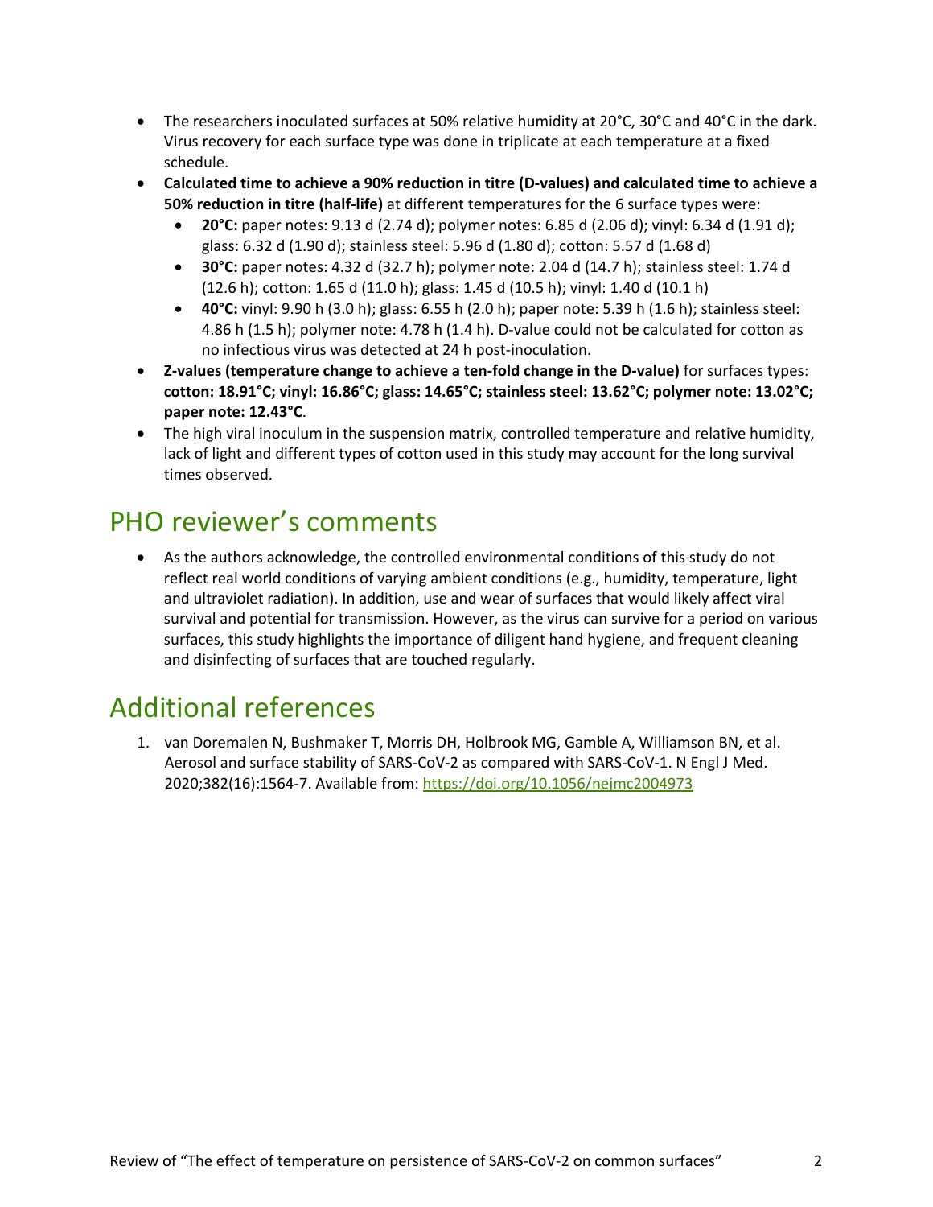- The researchers inoculated surfaces at 50% relative humidity at 20°C, 30°C and 40°C in the dark. Virus recovery for each surface type was done in triplicate at each temperature at a fixed schedule.
- **Calculated time to achieve a 90% reduction in titre (D-values) and calculated time to achieve a 50% reduction in titre (half-life)** at different temperatures for the 6 surface types were:
  - **20°C:** paper notes: 9.13 d (2.74 d); polymer notes: 6.85 d (2.06 d); vinyl: 6.34 d (1.91 d); glass: 6.32 d (1.90 d); stainless steel: 5.96 d (1.80 d); cotton: 5.57 d (1.68 d)
  - **30°C:** paper notes: 4.32 d (32.7 h); polymer note: 2.04 d (14.7 h); stainless steel: 1.74 d (12.6 h); cotton: 1.65 d (11.0 h); glass: 1.45 d (10.5 h); vinyl: 1.40 d (10.1 h)
  - **40°C:** vinyl: 9.90 h (3.0 h); glass: 6.55 h (2.0 h); paper note: 5.39 h (1.6 h); stainless steel: 4.86 h (1.5 h); polymer note: 4.78 h (1.4 h). D-value could not be calculated for cotton as no infectious virus was detected at 24 h post-inoculation.
- **Z-values (temperature change to achieve a ten-fold change in the D-value)** for surfaces types: **cotton: 18.91°C; vinyl: 16.86°C; glass: 14.65°C; stainless steel: 13.62°C; polymer note: 13.02°C; paper note: 12.43°C**.
- The high viral inoculum in the suspension matrix, controlled temperature and relative humidity, lack of light and different types of cotton used in this study may account for the long survival times observed.

# PHO reviewer's comments

- As the authors acknowledge, the controlled environmental conditions of this study do not reflect real world conditions of varying ambient conditions (e.g., humidity, temperature, light and ultraviolet radiation). In addition, use and wear of surfaces that would likely affect viral survival and potential for transmission. However, as the virus can survive for a period on various surfaces, this study highlights the importance of diligent hand hygiene, and frequent cleaning and disinfecting of surfaces that are touched regularly.

# Additional references

1. van Doremalen N, Bushmaker T, Morris DH, Holbrook MG, Gamble A, Williamson BN, et al. Aerosol and surface stability of SARS-CoV-2 as compared with SARS-CoV-1. N Engl J Med. 2020;382(16):1564-7. Available from: https://doi.org/10.1056/nejmc2004973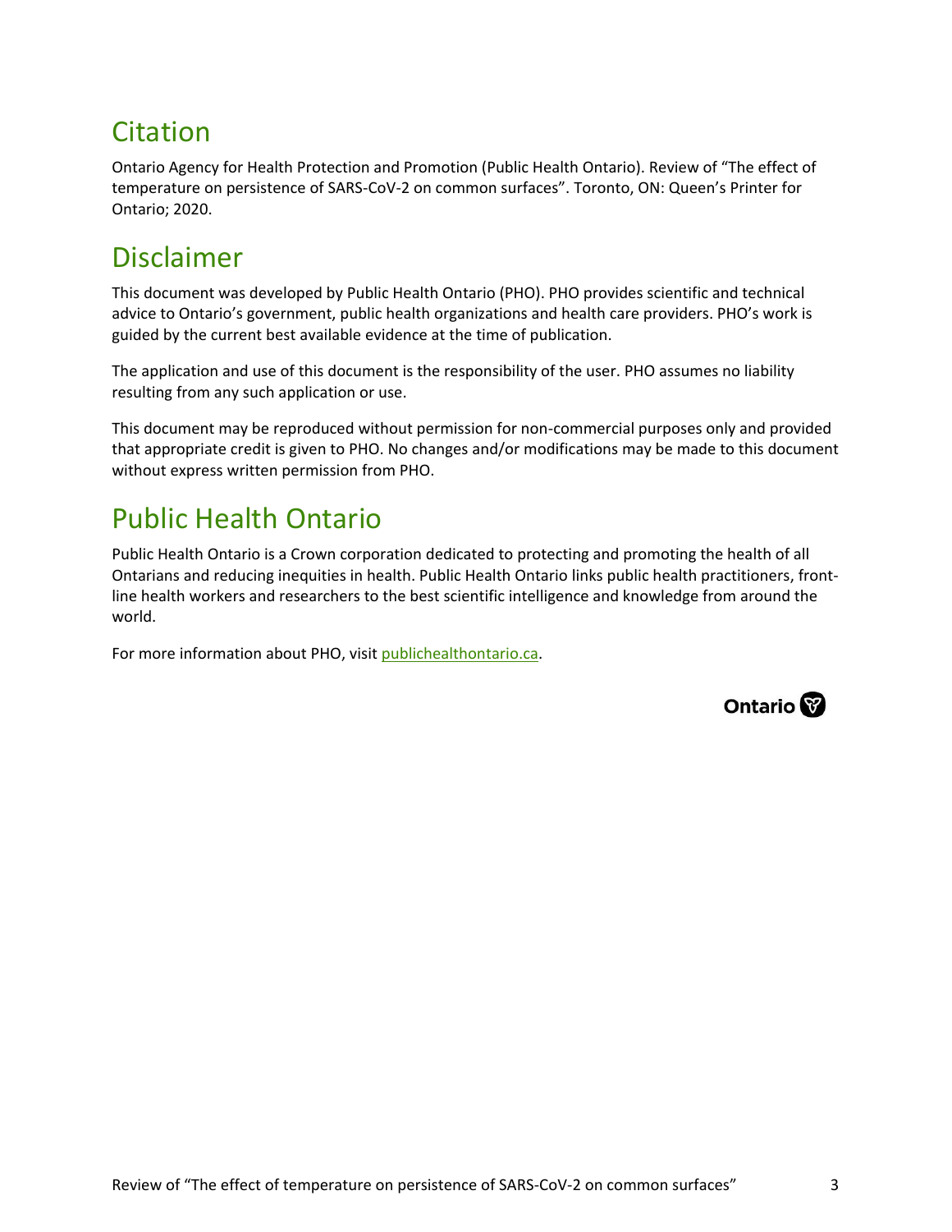## Citation

Ontario Agency for Health Protection and Promotion (Public Health Ontario). Review of "The effect of temperature on persistence of SARS-CoV-2 on common surfaces". Toronto, ON: Queen's Printer for Ontario; 2020.

## Disclaimer

This document was developed by Public Health Ontario (PHO). PHO provides scientific and technical advice to Ontario's government, public health organizations and health care providers. PHO's work is guided by the current best available evidence at the time of publication.

The application and use of this document is the responsibility of the user. PHO assumes no liability resulting from any such application or use.

This document may be reproduced without permission for non-commercial purposes only and provided that appropriate credit is given to PHO. No changes and/or modifications may be made to this document without express written permission from PHO.

## Public Health Ontario

Public Health Ontario is a Crown corporation dedicated to protecting and promoting the health of all Ontarians and reducing inequities in health. Public Health Ontario links public health practitioners, front-line health workers and researchers to the best scientific intelligence and knowledge from around the world.

For more information about PHO, visit [publichealthontario.ca](publichealthontario.ca).

Ontario